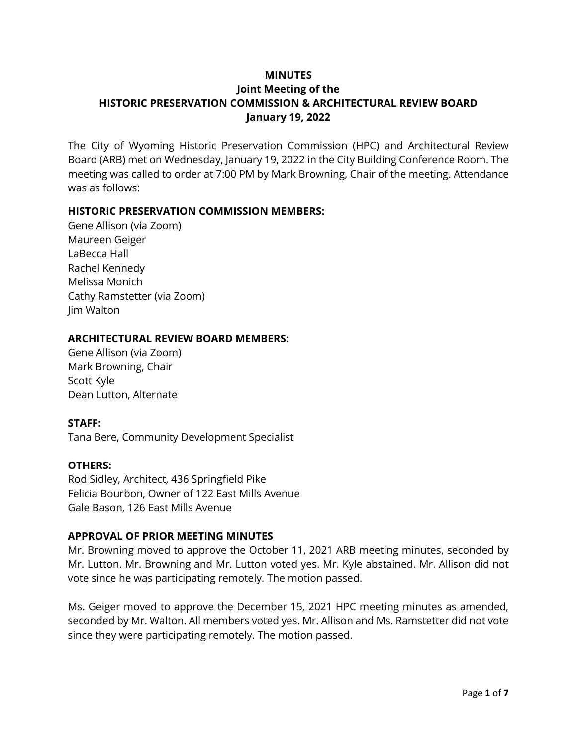# MINUTES
## Joint Meeting of the
## HISTORIC PRESERVATION COMMISSION & ARCHITECTURAL REVIEW BOARD
## January 19, 2022

The City of Wyoming Historic Preservation Commission (HPC) and Architectural Review Board (ARB) met on Wednesday, January 19, 2022 in the City Building Conference Room. The meeting was called to order at 7:00 PM by Mark Browning, Chair of the meeting. Attendance was as follows:

**HISTORIC PRESERVATION COMMISSION MEMBERS:**

Gene Allison (via Zoom)
Maureen Geiger
LaBecca Hall
Rachel Kennedy
Melissa Monich
Cathy Ramstetter (via Zoom)
Jim Walton

**ARCHITECTURAL REVIEW BOARD MEMBERS:**

Gene Allison (via Zoom)
Mark Browning, Chair
Scott Kyle
Dean Lutton, Alternate

**STAFF:**

Tana Bere, Community Development Specialist

**OTHERS:**

Rod Sidley, Architect, 436 Springfield Pike
Felicia Bourbon, Owner of 122 East Mills Avenue
Gale Bason, 126 East Mills Avenue

**APPROVAL OF PRIOR MEETING MINUTES**

Mr. Browning moved to approve the October 11, 2021 ARB meeting minutes, seconded by Mr. Lutton. Mr. Browning and Mr. Lutton voted yes. Mr. Kyle abstained. Mr. Allison did not vote since he was participating remotely. The motion passed.

Ms. Geiger moved to approve the December 15, 2021 HPC meeting minutes as amended, seconded by Mr. Walton. All members voted yes. Mr. Allison and Ms. Ramstetter did not vote since they were participating remotely. The motion passed.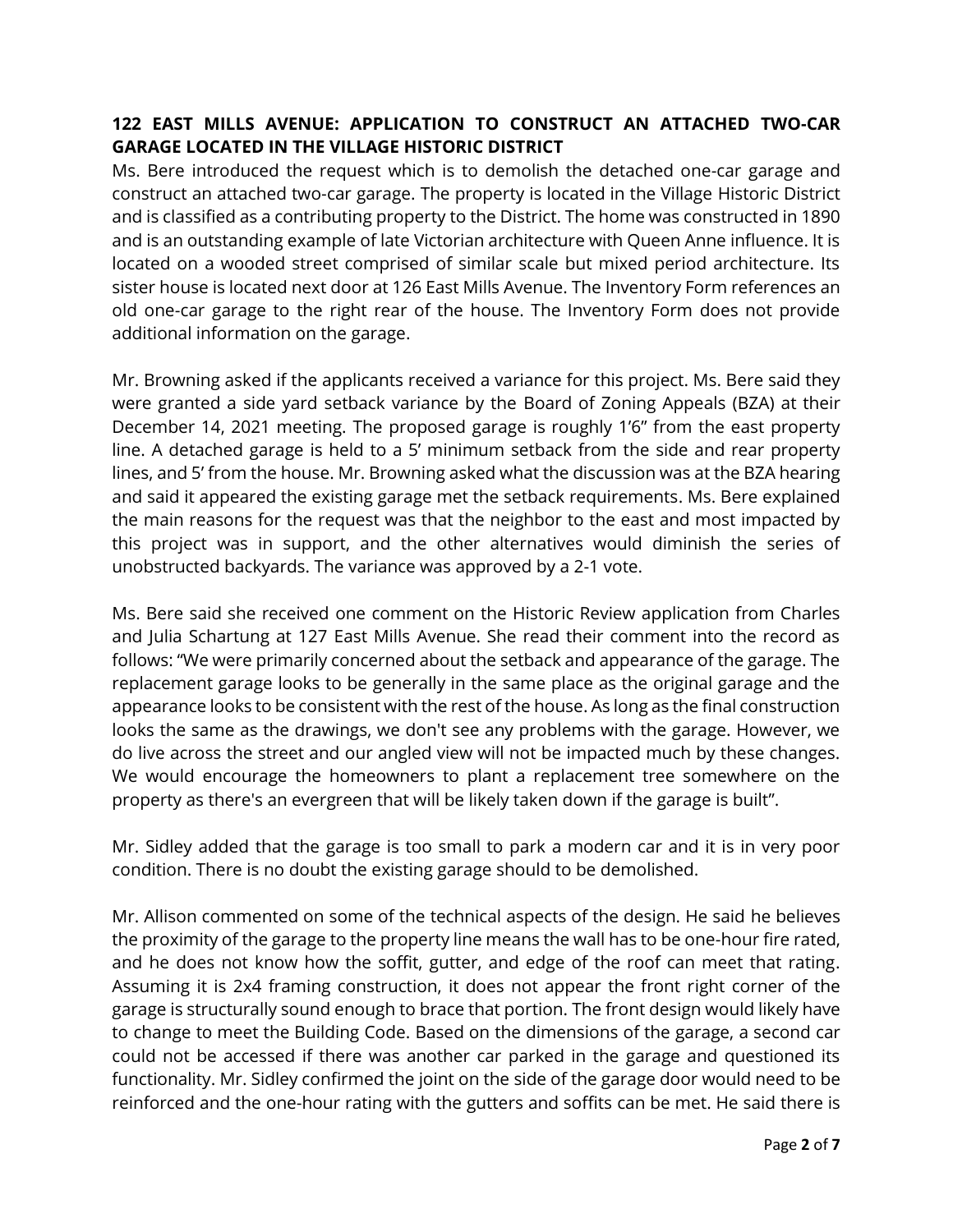**122 EAST MILLS AVENUE: APPLICATION TO CONSTRUCT AN ATTACHED TWO-CAR GARAGE LOCATED IN THE VILLAGE HISTORIC DISTRICT**

Ms. Bere introduced the request which is to demolish the detached one-car garage and construct an attached two-car garage. The property is located in the Village Historic District and is classified as a contributing property to the District. The home was constructed in 1890 and is an outstanding example of late Victorian architecture with Queen Anne influence. It is located on a wooded street comprised of similar scale but mixed period architecture. Its sister house is located next door at 126 East Mills Avenue. The Inventory Form references an old one-car garage to the right rear of the house. The Inventory Form does not provide additional information on the garage.

Mr. Browning asked if the applicants received a variance for this project. Ms. Bere said they were granted a side yard setback variance by the Board of Zoning Appeals (BZA) at their December 14, 2021 meeting. The proposed garage is roughly 1'6" from the east property line. A detached garage is held to a 5' minimum setback from the side and rear property lines, and 5' from the house. Mr. Browning asked what the discussion was at the BZA hearing and said it appeared the existing garage met the setback requirements. Ms. Bere explained the main reasons for the request was that the neighbor to the east and most impacted by this project was in support, and the other alternatives would diminish the series of unobstructed backyards. The variance was approved by a 2-1 vote.

Ms. Bere said she received one comment on the Historic Review application from Charles and Julia Schartung at 127 East Mills Avenue. She read their comment into the record as follows: "We were primarily concerned about the setback and appearance of the garage. The replacement garage looks to be generally in the same place as the original garage and the appearance looks to be consistent with the rest of the house. As long as the final construction looks the same as the drawings, we don't see any problems with the garage. However, we do live across the street and our angled view will not be impacted much by these changes. We would encourage the homeowners to plant a replacement tree somewhere on the property as there's an evergreen that will be likely taken down if the garage is built".

Mr. Sidley added that the garage is too small to park a modern car and it is in very poor condition. There is no doubt the existing garage should to be demolished.

Mr. Allison commented on some of the technical aspects of the design. He said he believes the proximity of the garage to the property line means the wall has to be one-hour fire rated, and he does not know how the soffit, gutter, and edge of the roof can meet that rating. Assuming it is 2x4 framing construction, it does not appear the front right corner of the garage is structurally sound enough to brace that portion. The front design would likely have to change to meet the Building Code. Based on the dimensions of the garage, a second car could not be accessed if there was another car parked in the garage and questioned its functionality. Mr. Sidley confirmed the joint on the side of the garage door would need to be reinforced and the one-hour rating with the gutters and soffits can be met. He said there is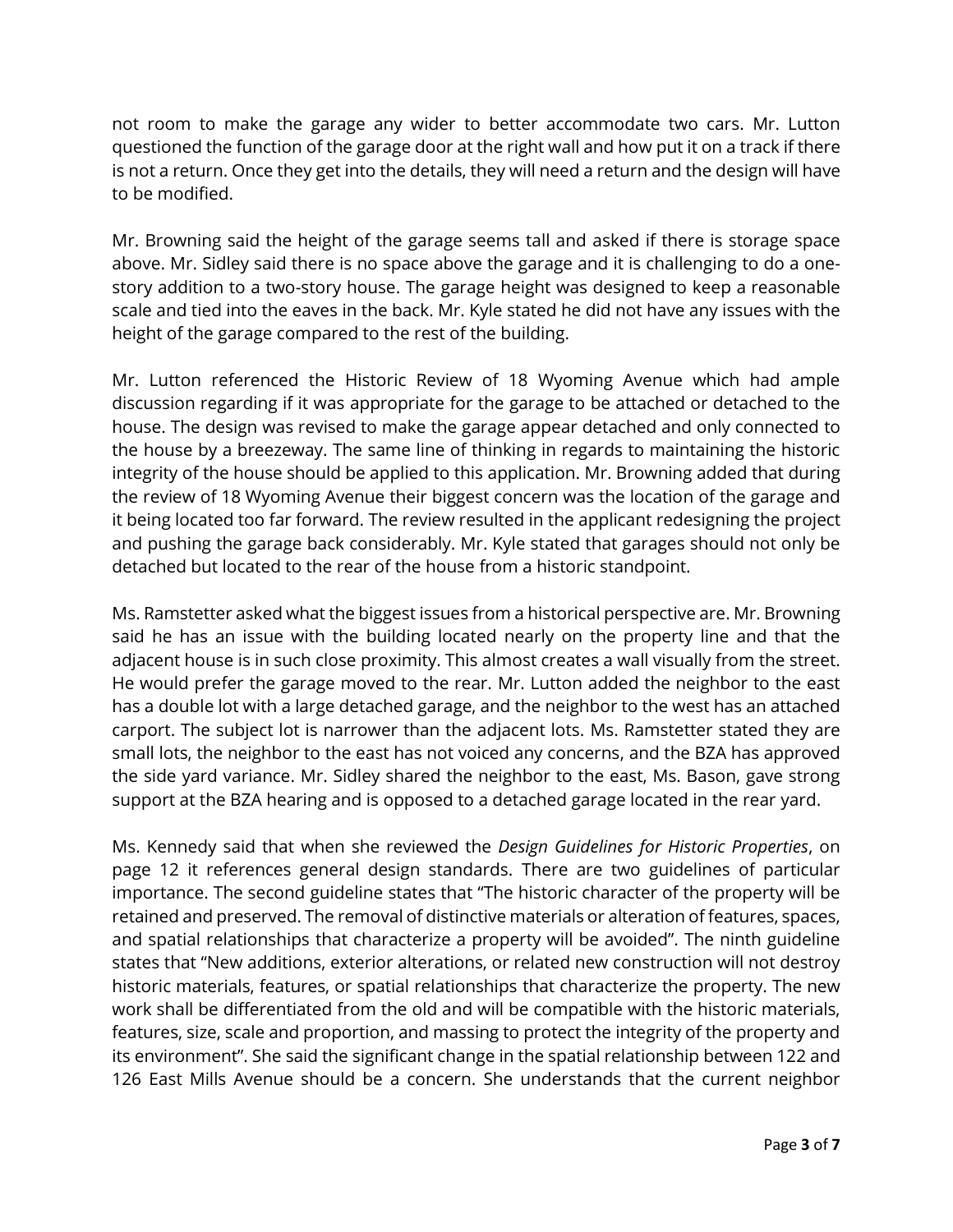not room to make the garage any wider to better accommodate two cars. Mr. Lutton questioned the function of the garage door at the right wall and how put it on a track if there is not a return. Once they get into the details, they will need a return and the design will have to be modified.

Mr. Browning said the height of the garage seems tall and asked if there is storage space above. Mr. Sidley said there is no space above the garage and it is challenging to do a one-story addition to a two-story house. The garage height was designed to keep a reasonable scale and tied into the eaves in the back. Mr. Kyle stated he did not have any issues with the height of the garage compared to the rest of the building.

Mr. Lutton referenced the Historic Review of 18 Wyoming Avenue which had ample discussion regarding if it was appropriate for the garage to be attached or detached to the house. The design was revised to make the garage appear detached and only connected to the house by a breezeway. The same line of thinking in regards to maintaining the historic integrity of the house should be applied to this application. Mr. Browning added that during the review of 18 Wyoming Avenue their biggest concern was the location of the garage and it being located too far forward. The review resulted in the applicant redesigning the project and pushing the garage back considerably. Mr. Kyle stated that garages should not only be detached but located to the rear of the house from a historic standpoint.

Ms. Ramstetter asked what the biggest issues from a historical perspective are. Mr. Browning said he has an issue with the building located nearly on the property line and that the adjacent house is in such close proximity. This almost creates a wall visually from the street. He would prefer the garage moved to the rear. Mr. Lutton added the neighbor to the east has a double lot with a large detached garage, and the neighbor to the west has an attached carport. The subject lot is narrower than the adjacent lots. Ms. Ramstetter stated they are small lots, the neighbor to the east has not voiced any concerns, and the BZA has approved the side yard variance. Mr. Sidley shared the neighbor to the east, Ms. Bason, gave strong support at the BZA hearing and is opposed to a detached garage located in the rear yard.

Ms. Kennedy said that when she reviewed the *Design Guidelines for Historic Properties*, on page 12 it references general design standards. There are two guidelines of particular importance. The second guideline states that "The historic character of the property will be retained and preserved. The removal of distinctive materials or alteration of features, spaces, and spatial relationships that characterize a property will be avoided". The ninth guideline states that "New additions, exterior alterations, or related new construction will not destroy historic materials, features, or spatial relationships that characterize the property. The new work shall be differentiated from the old and will be compatible with the historic materials, features, size, scale and proportion, and massing to protect the integrity of the property and its environment". She said the significant change in the spatial relationship between 122 and 126 East Mills Avenue should be a concern. She understands that the current neighbor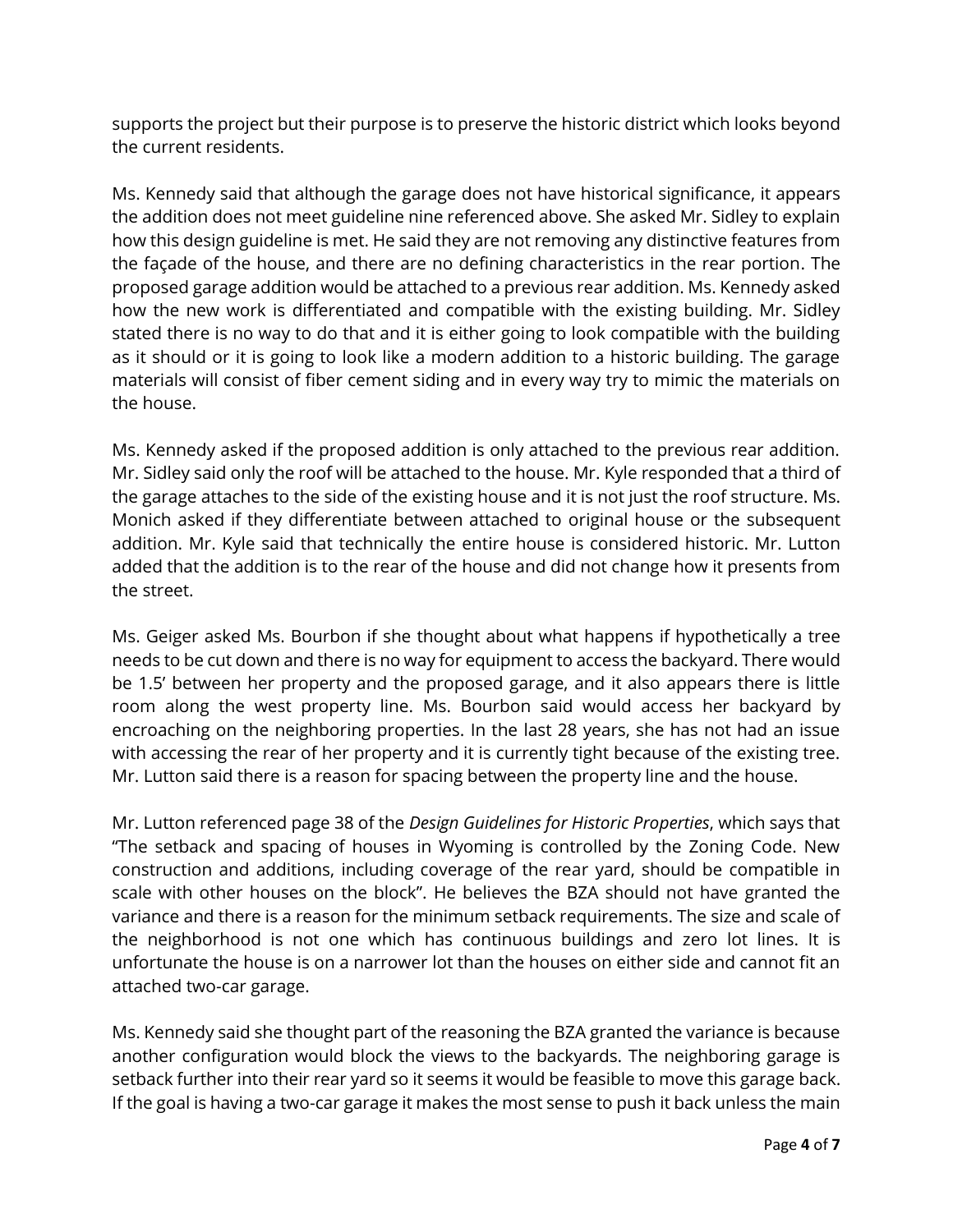supports the project but their purpose is to preserve the historic district which looks beyond the current residents.

Ms. Kennedy said that although the garage does not have historical significance, it appears the addition does not meet guideline nine referenced above. She asked Mr. Sidley to explain how this design guideline is met. He said they are not removing any distinctive features from the façade of the house, and there are no defining characteristics in the rear portion. The proposed garage addition would be attached to a previous rear addition. Ms. Kennedy asked how the new work is differentiated and compatible with the existing building. Mr. Sidley stated there is no way to do that and it is either going to look compatible with the building as it should or it is going to look like a modern addition to a historic building. The garage materials will consist of fiber cement siding and in every way try to mimic the materials on the house.

Ms. Kennedy asked if the proposed addition is only attached to the previous rear addition. Mr. Sidley said only the roof will be attached to the house. Mr. Kyle responded that a third of the garage attaches to the side of the existing house and it is not just the roof structure. Ms. Monich asked if they differentiate between attached to original house or the subsequent addition. Mr. Kyle said that technically the entire house is considered historic. Mr. Lutton added that the addition is to the rear of the house and did not change how it presents from the street.

Ms. Geiger asked Ms. Bourbon if she thought about what happens if hypothetically a tree needs to be cut down and there is no way for equipment to access the backyard. There would be 1.5' between her property and the proposed garage, and it also appears there is little room along the west property line. Ms. Bourbon said would access her backyard by encroaching on the neighboring properties. In the last 28 years, she has not had an issue with accessing the rear of her property and it is currently tight because of the existing tree. Mr. Lutton said there is a reason for spacing between the property line and the house.

Mr. Lutton referenced page 38 of the *Design Guidelines for Historic Properties*, which says that "The setback and spacing of houses in Wyoming is controlled by the Zoning Code. New construction and additions, including coverage of the rear yard, should be compatible in scale with other houses on the block". He believes the BZA should not have granted the variance and there is a reason for the minimum setback requirements. The size and scale of the neighborhood is not one which has continuous buildings and zero lot lines. It is unfortunate the house is on a narrower lot than the houses on either side and cannot fit an attached two-car garage.

Ms. Kennedy said she thought part of the reasoning the BZA granted the variance is because another configuration would block the views to the backyards. The neighboring garage is setback further into their rear yard so it seems it would be feasible to move this garage back. If the goal is having a two-car garage it makes the most sense to push it back unless the main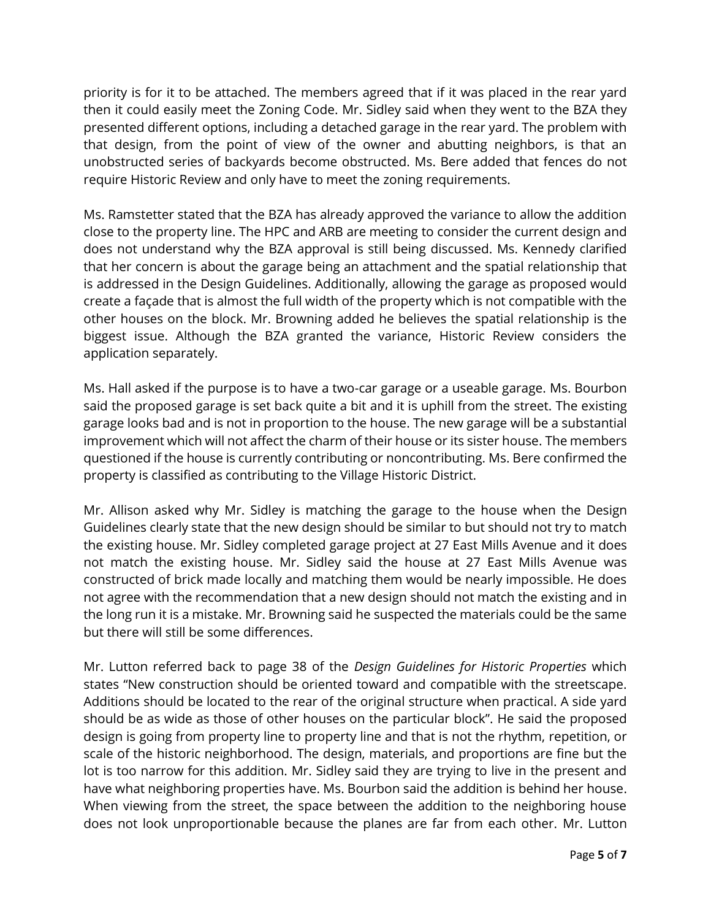priority is for it to be attached. The members agreed that if it was placed in the rear yard then it could easily meet the Zoning Code. Mr. Sidley said when they went to the BZA they presented different options, including a detached garage in the rear yard. The problem with that design, from the point of view of the owner and abutting neighbors, is that an unobstructed series of backyards become obstructed. Ms. Bere added that fences do not require Historic Review and only have to meet the zoning requirements.

Ms. Ramstetter stated that the BZA has already approved the variance to allow the addition close to the property line. The HPC and ARB are meeting to consider the current design and does not understand why the BZA approval is still being discussed. Ms. Kennedy clarified that her concern is about the garage being an attachment and the spatial relationship that is addressed in the Design Guidelines. Additionally, allowing the garage as proposed would create a façade that is almost the full width of the property which is not compatible with the other houses on the block. Mr. Browning added he believes the spatial relationship is the biggest issue. Although the BZA granted the variance, Historic Review considers the application separately.

Ms. Hall asked if the purpose is to have a two-car garage or a useable garage. Ms. Bourbon said the proposed garage is set back quite a bit and it is uphill from the street. The existing garage looks bad and is not in proportion to the house. The new garage will be a substantial improvement which will not affect the charm of their house or its sister house. The members questioned if the house is currently contributing or noncontributing. Ms. Bere confirmed the property is classified as contributing to the Village Historic District.

Mr. Allison asked why Mr. Sidley is matching the garage to the house when the Design Guidelines clearly state that the new design should be similar to but should not try to match the existing house. Mr. Sidley completed garage project at 27 East Mills Avenue and it does not match the existing house. Mr. Sidley said the house at 27 East Mills Avenue was constructed of brick made locally and matching them would be nearly impossible. He does not agree with the recommendation that a new design should not match the existing and in the long run it is a mistake. Mr. Browning said he suspected the materials could be the same but there will still be some differences.

Mr. Lutton referred back to page 38 of the *Design Guidelines for Historic Properties* which states "New construction should be oriented toward and compatible with the streetscape. Additions should be located to the rear of the original structure when practical. A side yard should be as wide as those of other houses on the particular block". He said the proposed design is going from property line to property line and that is not the rhythm, repetition, or scale of the historic neighborhood. The design, materials, and proportions are fine but the lot is too narrow for this addition. Mr. Sidley said they are trying to live in the present and have what neighboring properties have. Ms. Bourbon said the addition is behind her house. When viewing from the street, the space between the addition to the neighboring house does not look unproportionable because the planes are far from each other. Mr. Lutton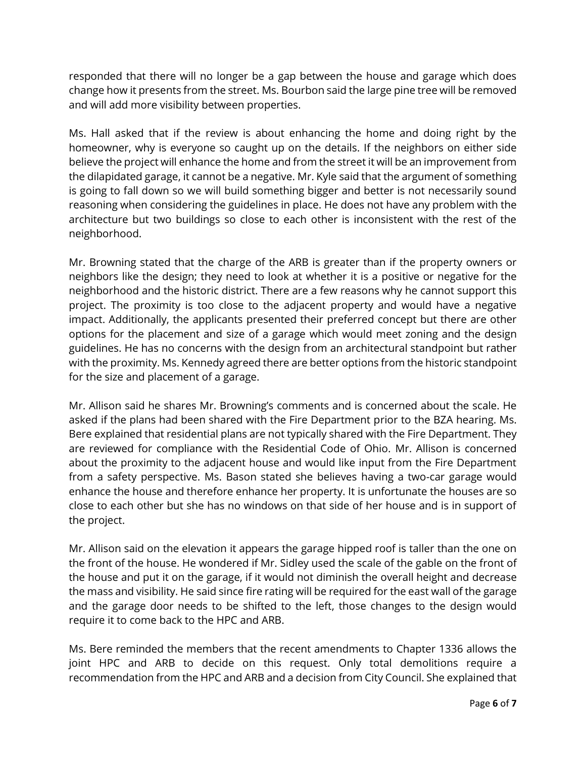responded that there will no longer be a gap between the house and garage which does change how it presents from the street. Ms. Bourbon said the large pine tree will be removed and will add more visibility between properties.

Ms. Hall asked that if the review is about enhancing the home and doing right by the homeowner, why is everyone so caught up on the details. If the neighbors on either side believe the project will enhance the home and from the street it will be an improvement from the dilapidated garage, it cannot be a negative. Mr. Kyle said that the argument of something is going to fall down so we will build something bigger and better is not necessarily sound reasoning when considering the guidelines in place. He does not have any problem with the architecture but two buildings so close to each other is inconsistent with the rest of the neighborhood.

Mr. Browning stated that the charge of the ARB is greater than if the property owners or neighbors like the design; they need to look at whether it is a positive or negative for the neighborhood and the historic district. There are a few reasons why he cannot support this project. The proximity is too close to the adjacent property and would have a negative impact. Additionally, the applicants presented their preferred concept but there are other options for the placement and size of a garage which would meet zoning and the design guidelines. He has no concerns with the design from an architectural standpoint but rather with the proximity. Ms. Kennedy agreed there are better options from the historic standpoint for the size and placement of a garage.

Mr. Allison said he shares Mr. Browning's comments and is concerned about the scale. He asked if the plans had been shared with the Fire Department prior to the BZA hearing. Ms. Bere explained that residential plans are not typically shared with the Fire Department. They are reviewed for compliance with the Residential Code of Ohio. Mr. Allison is concerned about the proximity to the adjacent house and would like input from the Fire Department from a safety perspective. Ms. Bason stated she believes having a two-car garage would enhance the house and therefore enhance her property. It is unfortunate the houses are so close to each other but she has no windows on that side of her house and is in support of the project.

Mr. Allison said on the elevation it appears the garage hipped roof is taller than the one on the front of the house. He wondered if Mr. Sidley used the scale of the gable on the front of the house and put it on the garage, if it would not diminish the overall height and decrease the mass and visibility. He said since fire rating will be required for the east wall of the garage and the garage door needs to be shifted to the left, those changes to the design would require it to come back to the HPC and ARB.

Ms. Bere reminded the members that the recent amendments to Chapter 1336 allows the joint HPC and ARB to decide on this request. Only total demolitions require a recommendation from the HPC and ARB and a decision from City Council. She explained that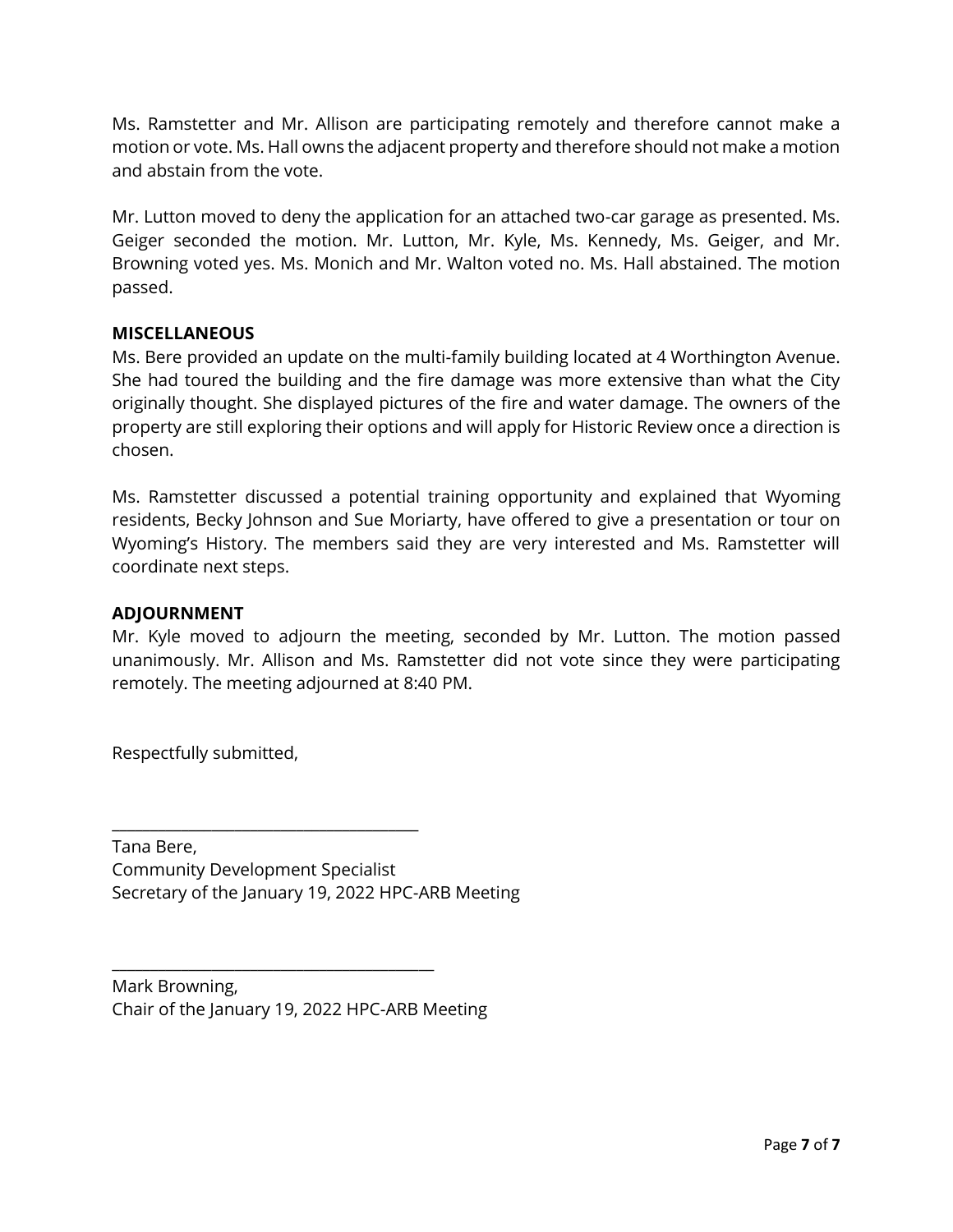Ms. Ramstetter and Mr. Allison are participating remotely and therefore cannot make a motion or vote. Ms. Hall owns the adjacent property and therefore should not make a motion and abstain from the vote.

Mr. Lutton moved to deny the application for an attached two-car garage as presented. Ms. Geiger seconded the motion. Mr. Lutton, Mr. Kyle, Ms. Kennedy, Ms. Geiger, and Mr. Browning voted yes. Ms. Monich and Mr. Walton voted no. Ms. Hall abstained. The motion passed.

**MISCELLANEOUS**

Ms. Bere provided an update on the multi-family building located at 4 Worthington Avenue. She had toured the building and the fire damage was more extensive than what the City originally thought. She displayed pictures of the fire and water damage. The owners of the property are still exploring their options and will apply for Historic Review once a direction is chosen.

Ms. Ramstetter discussed a potential training opportunity and explained that Wyoming residents, Becky Johnson and Sue Moriarty, have offered to give a presentation or tour on Wyoming's History. The members said they are very interested and Ms. Ramstetter will coordinate next steps.

**ADJOURNMENT**

Mr. Kyle moved to adjourn the meeting, seconded by Mr. Lutton. The motion passed unanimously. Mr. Allison and Ms. Ramstetter did not vote since they were participating remotely. The meeting adjourned at 8:40 PM.

Respectfully submitted,

______________________________________

Tana Bere,
Community Development Specialist
Secretary of the January 19, 2022 HPC-ARB Meeting

______________________________________

Mark Browning,
Chair of the January 19, 2022 HPC-ARB Meeting